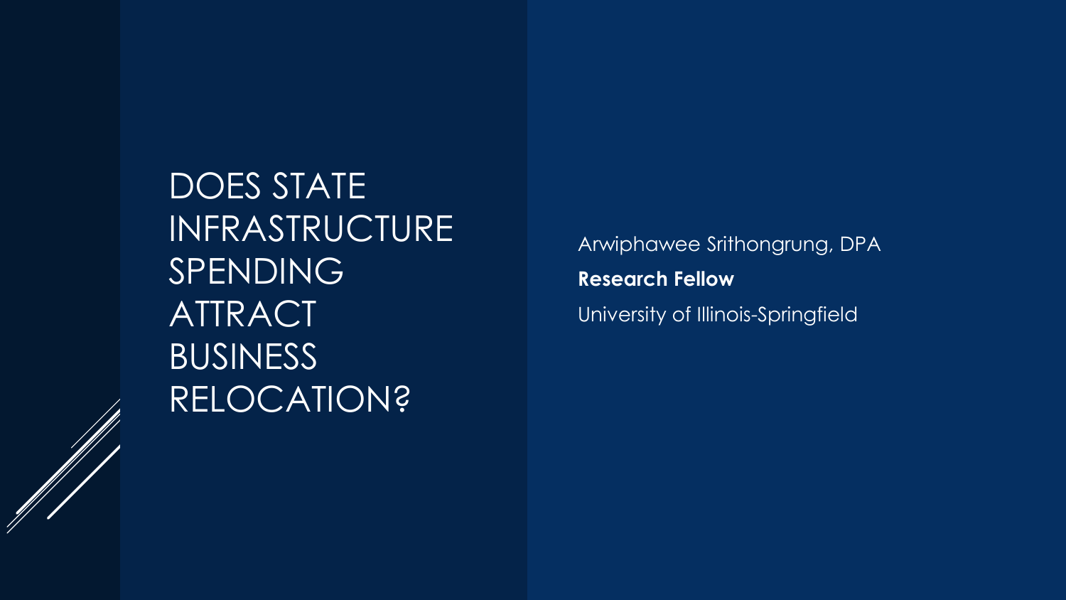# DOES STATE INFRASTRUCTURE SPENDING ATTRACT BUSINESS RELOCATION?

Arwiphawee Srithongrung, DPA

**Research Fellow**

University of Illinois-Springfield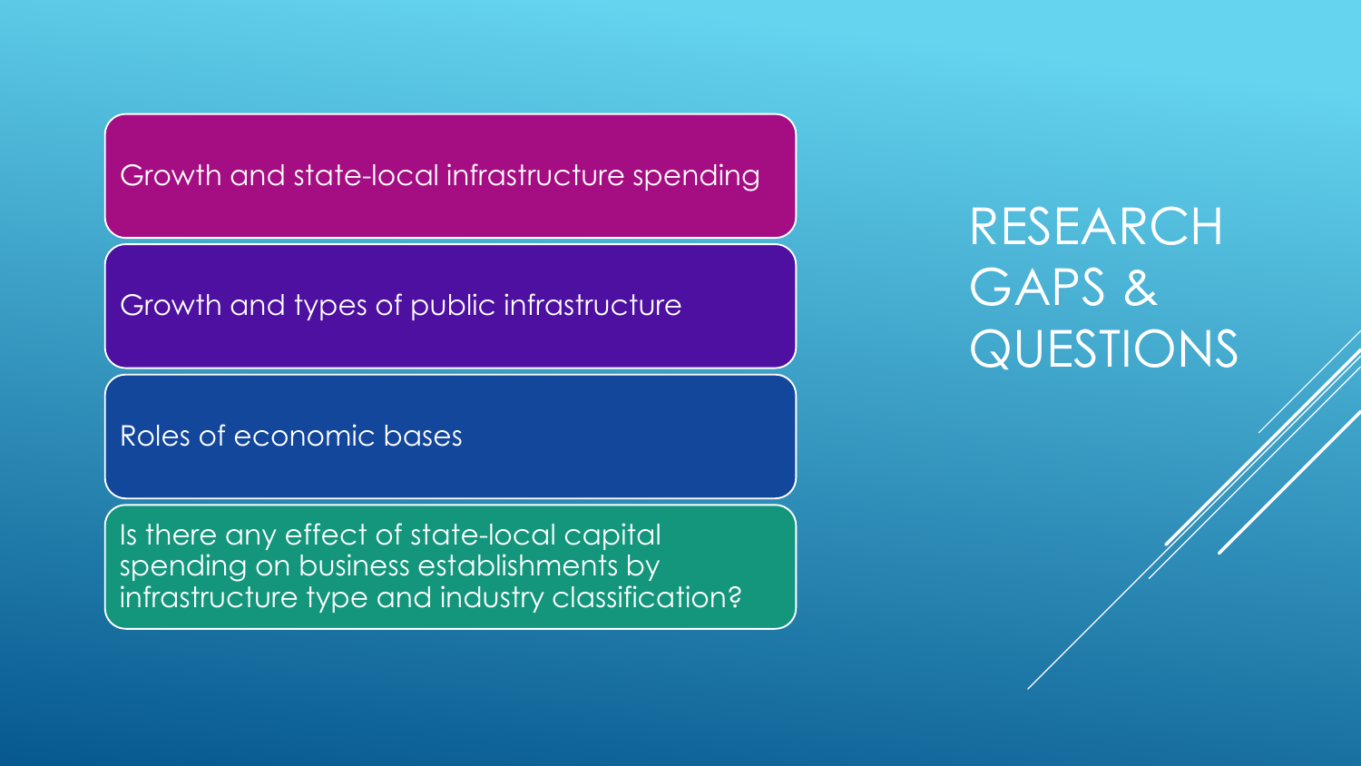# RESEARCH GAPS & QUESTIONS

- Growth and state-local infrastructure spending
- Growth and types of public infrastructure
- Roles of economic bases
- Is there any effect of state-local capital spending on business establishments by infrastructure type and industry classification?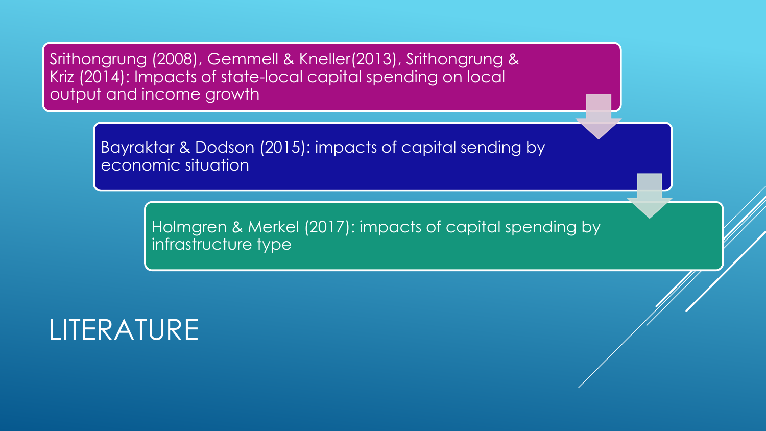# LITERATURE

- Srithongrung (2008), Gemmell & Kneller(2013), Srithongrung & Kriz (2014): Impacts of state-local capital spending on local output and income growth
- Bayraktar & Dodson (2015): impacts of capital sending by economic situation
- Holmgren & Merkel (2017): impacts of capital spending by infrastructure type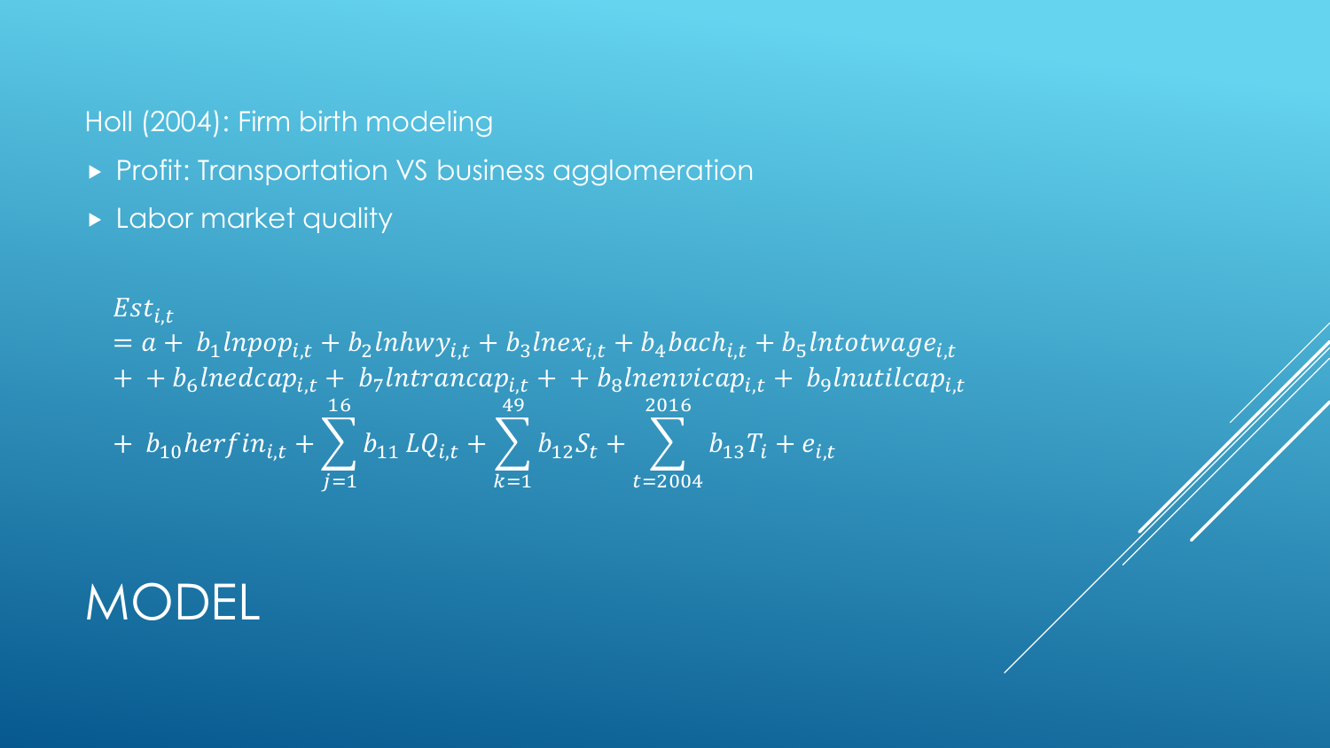Holl (2004): Firm birth modeling

- Profit: Transportation VS business agglomeration
- Labor market quality

$$
\begin{aligned}
&Est_{i,t} \\
&= a + b_1 lnpop_{i,t} + b_2 lnhwy_{i,t} + b_3 lnex_{i,t} + b_4 bach_{i,t} + b_5 lntotwage_{i,t} \\
&+ + b_6 lnedcap_{i,t} + b_7 lntrancap_{i,t} + + b_8 lnenvicap_{i,t} + b_9 lnutilcap_{i,t} \\
&+ b_{10} herfin_{i,t} + \sum_{j=1}^{16} b_{11} LQ_{i,t} + \sum_{k=1}^{49} b_{12} S_t + \sum_{t=2004}^{2016} b_{13} T_i + e_{i,t}
\end{aligned}
$$

# MODEL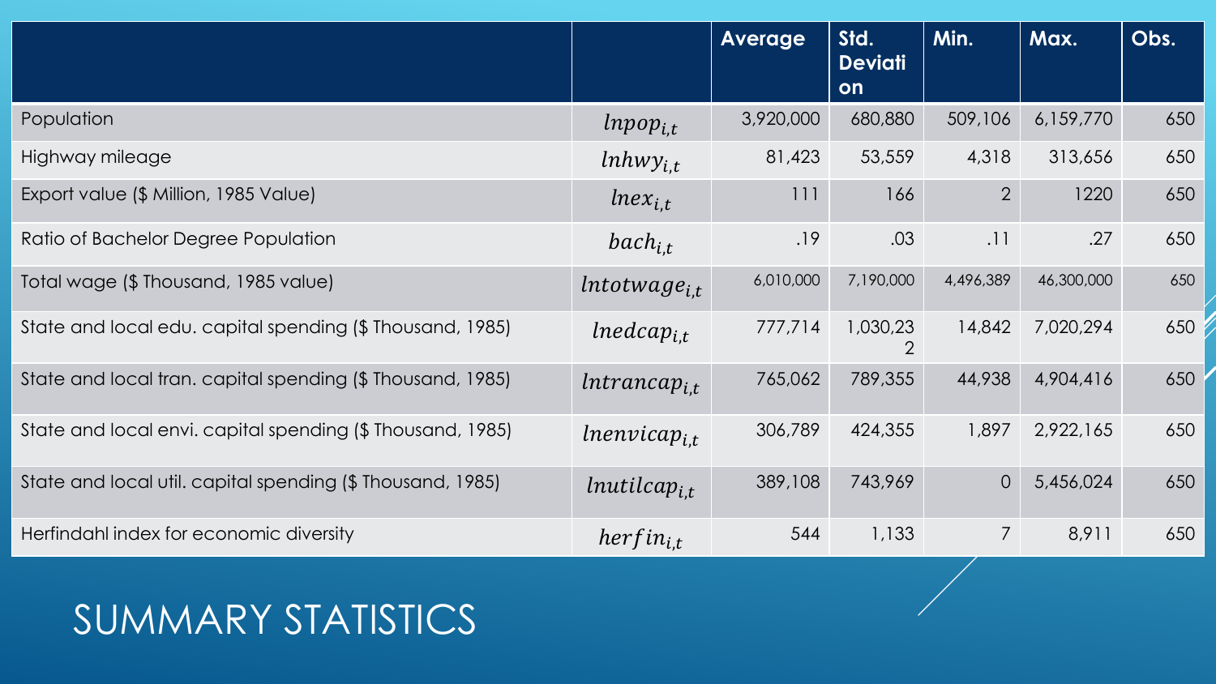# SUMMARY STATISTICS

| | | Average | Std. Deviation | Min. | Max. | Obs. |
|---|---|---|---|---|---|---|
| Population | $lnpop_{i,t}$ | 3,920,000 | 680,880 | 509,106 | 6,159,770 | 650 |
| Highway mileage | $lnhwy_{i,t}$ | 81,423 | 53,559 | 4,318 | 313,656 | 650 |
| Export value ($ Million, 1985 Value) | $lnex_{i,t}$ | 111 | 166 | 2 | 1220 | 650 |
| Ratio of Bachelor Degree Population | $bach_{i,t}$ | .19 | .03 | .11 | .27 | 650 |
| Total wage ($ Thousand, 1985 value) | $lntotwage_{i,t}$ | 6,010,000 | 7,190,000 | 4,496,389 | 46,300,000 | 650 |
| State and local edu. capital spending ($ Thousand, 1985) | $lnedcap_{i,t}$ | 777,714 | 1,030,232 | 14,842 | 7,020,294 | 650 |
| State and local tran. capital spending ($ Thousand, 1985) | $lntrancap_{i,t}$ | 765,062 | 789,355 | 44,938 | 4,904,416 | 650 |
| State and local envi. capital spending ($ Thousand, 1985) | $lnenvicap_{i,t}$ | 306,789 | 424,355 | 1,897 | 2,922,165 | 650 |
| State and local util. capital spending ($ Thousand, 1985) | $lnutilcap_{i,t}$ | 389,108 | 743,969 | 0 | 5,456,024 | 650 |
| Herfindahl index for economic diversity | $herfin_{i,t}$ | 544 | 1,133 | 7 | 8,911 | 650 |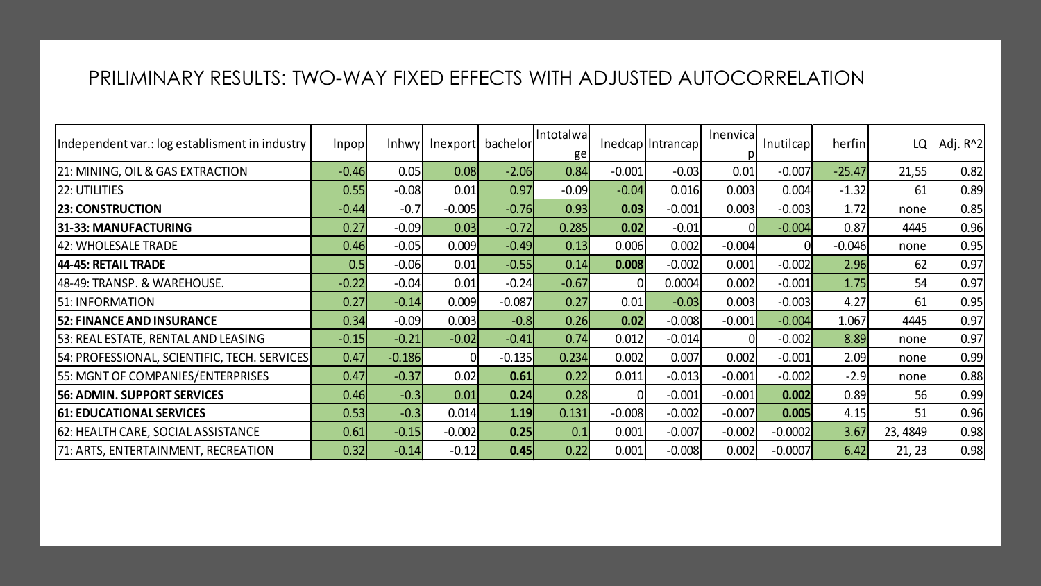# PRILIMINARY RESULTS: TWO-WAY FIXED EFFECTS WITH ADJUSTED AUTOCORRELATION

| Independent var.: log establisment in industry i | lnpop | lnhwy | lnexport | bachelor | lntotalwage | lnedcap | lntrancap | lnenvicap | lnutilcap | herfin | LQ | Adj. R^2 |
|---|---|---|---|---|---|---|---|---|---|---|---|---|
| 21: MINING, OIL & GAS EXTRACTION | -0.46 | 0.05 | 0.08 | -2.06 | 0.84 | -0.001 | -0.03 | 0.01 | -0.007 | -25.47 | 21,55 | 0.82 |
| 22: UTILITIES | 0.55 | -0.08 | 0.01 | 0.97 | -0.09 | -0.04 | 0.016 | 0.003 | 0.004 | -1.32 | 61 | 0.89 |
| **23: CONSTRUCTION** | -0.44 | -0.7 | -0.005 | -0.76 | 0.93 | **0.03** | -0.001 | 0.003 | -0.003 | 1.72 | none | 0.85 |
| **31-33: MANUFACTURING** | 0.27 | -0.09 | 0.03 | -0.72 | 0.285 | **0.02** | -0.01 | 0 | -0.004 | 0.87 | 4445 | 0.96 |
| 42: WHOLESALE TRADE | 0.46 | -0.05 | 0.009 | -0.49 | 0.13 | 0.006 | 0.002 | -0.004 | 0 | -0.046 | none | 0.95 |
| **44-45: RETAIL TRADE** | 0.5 | -0.06 | 0.01 | -0.55 | 0.14 | **0.008** | -0.002 | 0.001 | -0.002 | 2.96 | 62 | 0.97 |
| 48-49: TRANSP. & WAREHOUSE. | -0.22 | -0.04 | 0.01 | -0.24 | -0.67 | 0 | 0.0004 | 0.002 | -0.001 | 1.75 | 54 | 0.97 |
| 51: INFORMATION | 0.27 | -0.14 | 0.009 | -0.087 | 0.27 | 0.01 | -0.03 | 0.003 | -0.003 | 4.27 | 61 | 0.95 |
| **52: FINANCE AND INSURANCE** | 0.34 | -0.09 | 0.003 | -0.8 | 0.26 | **0.02** | -0.008 | -0.001 | -0.004 | 1.067 | 4445 | 0.97 |
| 53: REAL ESTATE, RENTAL AND LEASING | -0.15 | -0.21 | -0.02 | -0.41 | 0.74 | 0.012 | -0.014 | 0 | -0.002 | 8.89 | none | 0.97 |
| 54: PROFESSIONAL, SCIENTIFIC, TECH. SERVICES | 0.47 | -0.186 | 0 | -0.135 | 0.234 | 0.002 | 0.007 | 0.002 | -0.001 | 2.09 | none | 0.99 |
| 55: MGNT OF COMPANIES/ENTERPRISES | 0.47 | -0.37 | 0.02 | **0.61** | 0.22 | 0.011 | -0.013 | -0.001 | -0.002 | -2.9 | none | 0.88 |
| **56: ADMIN. SUPPORT SERVICES** | 0.46 | -0.3 | 0.01 | **0.24** | 0.28 | 0 | -0.001 | -0.001 | **0.002** | 0.89 | 56 | 0.99 |
| **61: EDUCATIONAL SERVICES** | 0.53 | -0.3 | 0.014 | **1.19** | 0.131 | -0.008 | -0.002 | -0.007 | **0.005** | 4.15 | 51 | 0.96 |
| 62: HEALTH CARE, SOCIAL ASSISTANCE | 0.61 | -0.15 | -0.002 | **0.25** | 0.1 | 0.001 | -0.007 | -0.002 | -0.0002 | 3.67 | 23, 4849 | 0.98 |
| 71: ARTS, ENTERTAINMENT, RECREATION | 0.32 | -0.14 | -0.12 | **0.45** | 0.22 | 0.001 | -0.008 | 0.002 | -0.0007 | 6.42 | 21, 23 | 0.98 |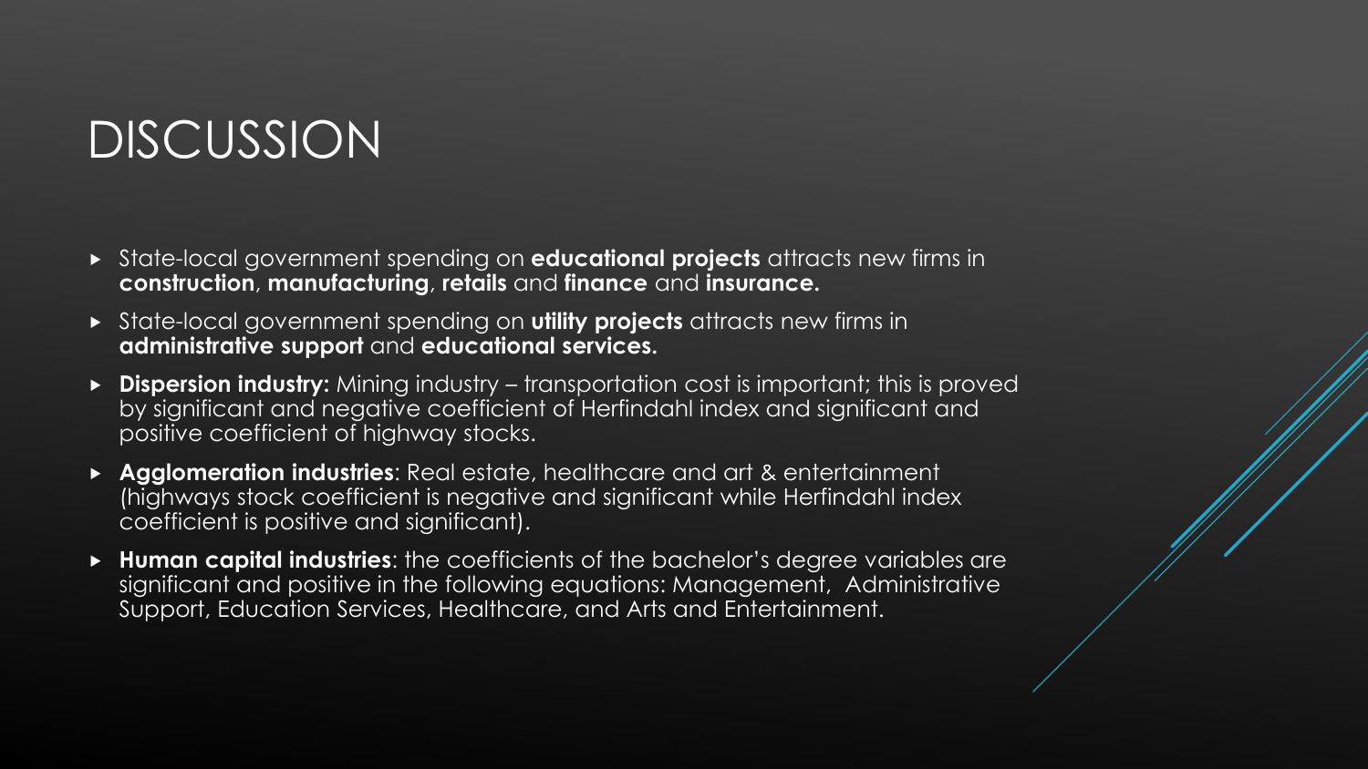# DISCUSSION

- State-local government spending on **educational projects** attracts new firms in **construction**, **manufacturing**, **retails** and **finance** and **insurance.**
- State-local government spending on **utility projects** attracts new firms in **administrative support** and **educational services.**
- **Dispersion industry:** Mining industry – transportation cost is important; this is proved by significant and negative coefficient of Herfindahl index and significant and positive coefficient of highway stocks.
- **Agglomeration industries**: Real estate, healthcare and art & entertainment (highways stock coefficient is negative and significant while Herfindahl index coefficient is positive and significant).
- **Human capital industries**: the coefficients of the bachelor's degree variables are significant and positive in the following equations: Management, Administrative Support, Education Services, Healthcare, and Arts and Entertainment.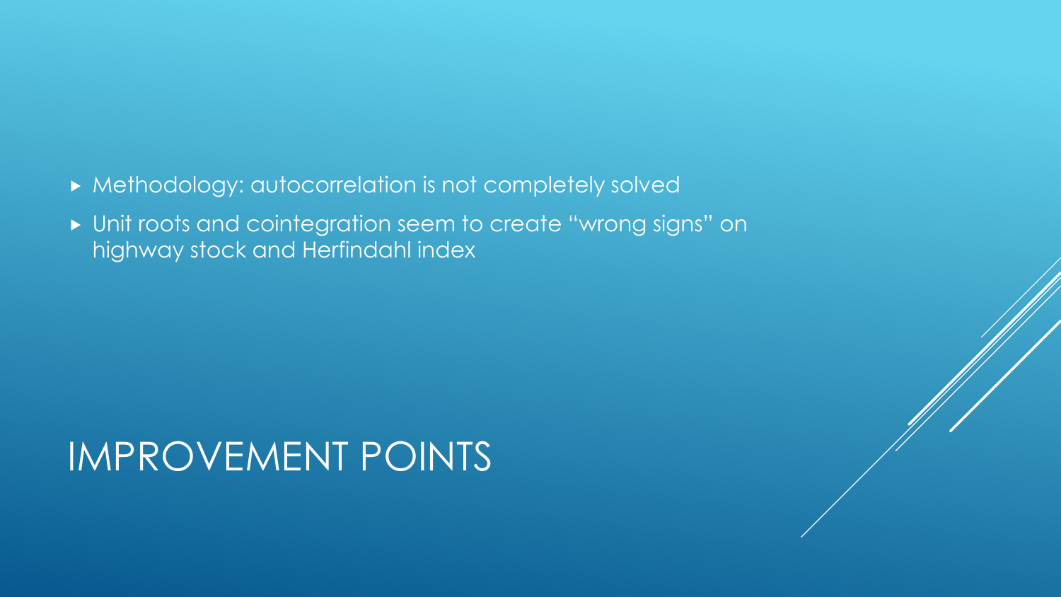# IMPROVEMENT POINTS

- Methodology: autocorrelation is not completely solved
- Unit roots and cointegration seem to create "wrong signs" on highway stock and Herfindahl index